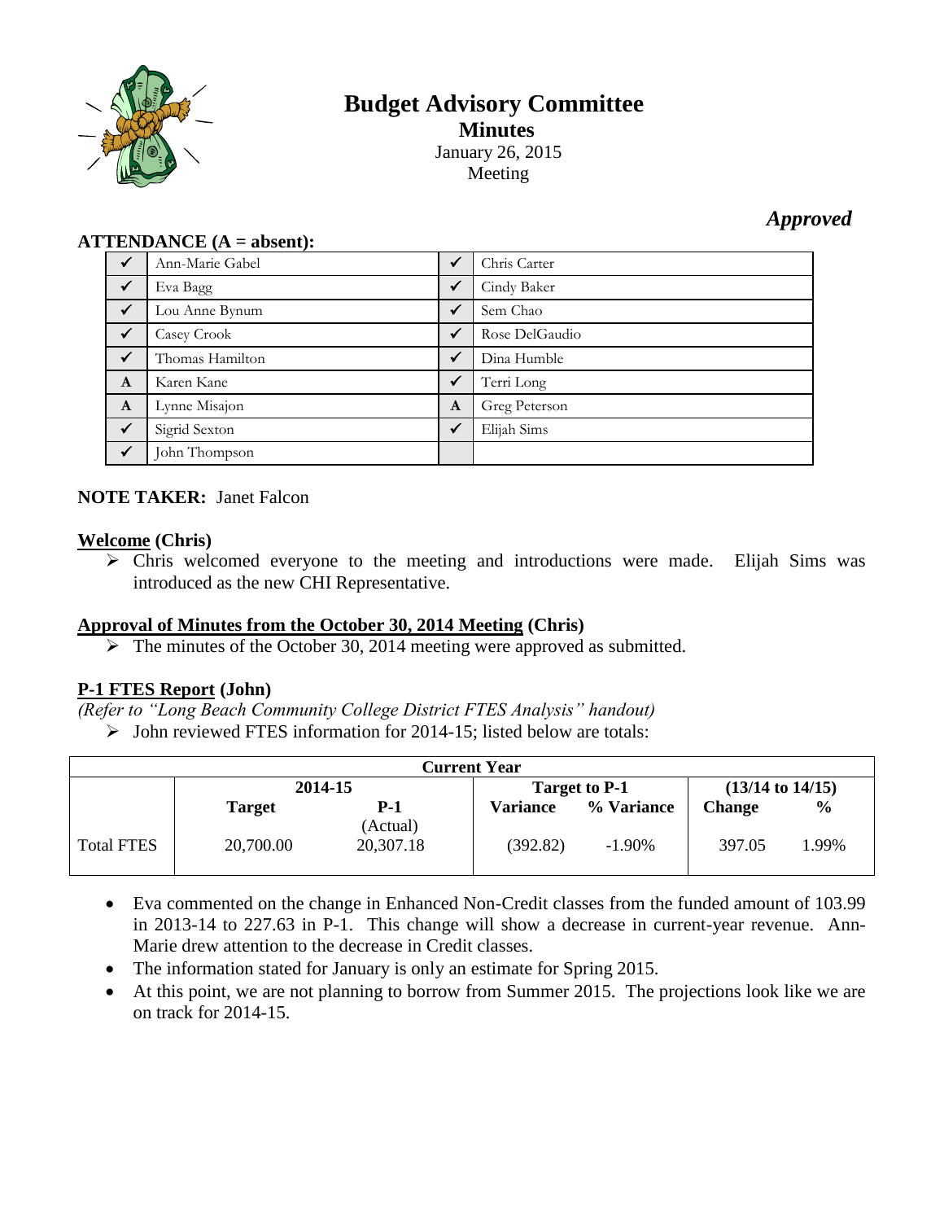# Budget Advisory Committee

## Minutes

January 26, 2015
Meeting

*Approved*

**ATTENDANCE (A = absent):**

| | | | |
|---|---|---|---|
| ✓ | Ann-Marie Gabel | ✓ | Chris Carter |
| ✓ | Eva Bagg | ✓ | Cindy Baker |
| ✓ | Lou Anne Bynum | ✓ | Sem Chao |
| ✓ | Casey Crook | ✓ | Rose DelGaudio |
| ✓ | Thomas Hamilton | ✓ | Dina Humble |
| A | Karen Kane | ✓ | Terri Long |
| A | Lynne Misajon | A | Greg Peterson |
| ✓ | Sigrid Sexton | ✓ | Elijah Sims |
| ✓ | John Thompson | | |

**NOTE TAKER:** Janet Falcon

**Welcome (Chris)**

- Chris welcomed everyone to the meeting and introductions were made. Elijah Sims was introduced as the new CHI Representative.

**Approval of Minutes from the October 30, 2014 Meeting (Chris)**

- The minutes of the October 30, 2014 meeting were approved as submitted.

**P-1 FTES Report (John)**

*(Refer to "Long Beach Community College District FTES Analysis" handout)*

- John reviewed FTES information for 2014-15; listed below are totals:

| Current Year | | | | | | |
|---|---|---|---|---|---|---|
| | 2014-15 | | Target to P-1 | | (13/14 to 14/15) | |
| | Target | P-1 (Actual) | Variance | % Variance | Change | % |
| Total FTES | 20,700.00 | 20,307.18 | (392.82) | -1.90% | 397.05 | 1.99% |

- Eva commented on the change in Enhanced Non-Credit classes from the funded amount of 103.99 in 2013-14 to 227.63 in P-1. This change will show a decrease in current-year revenue. Ann-Marie drew attention to the decrease in Credit classes.
- The information stated for January is only an estimate for Spring 2015.
- At this point, we are not planning to borrow from Summer 2015. The projections look like we are on track for 2014-15.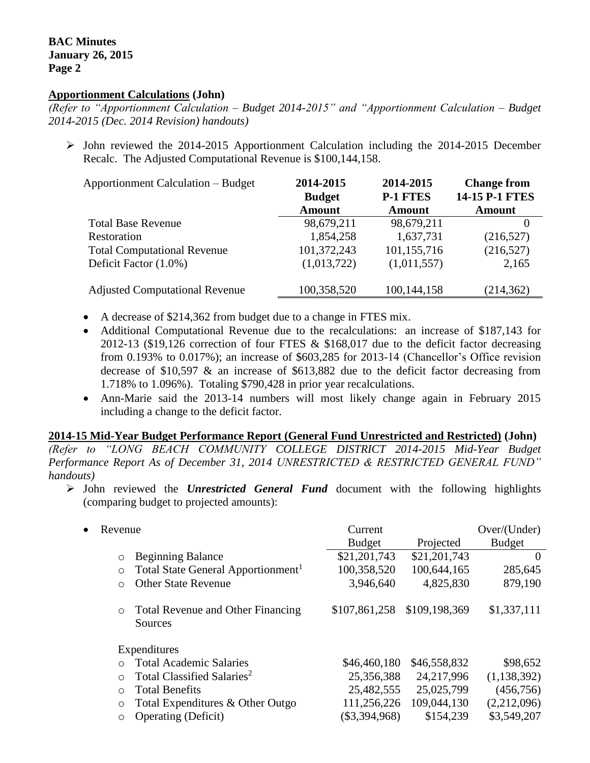## **Apportionment Calculations (John)**

*(Refer to "Apportionment Calculation – Budget 2014-2015" and "Apportionment Calculation – Budget 2014-2015 (Dec. 2014 Revision) handouts)*

- John reviewed the 2014-2015 Apportionment Calculation including the 2014-2015 December Recalc. The Adjusted Computational Revenue is $100,144,158.

| Apportionment Calculation – Budget | **2014-2015 Budget Amount** | **2014-2015 P-1 FTES Amount** | **Change from 14-15 P-1 FTES Amount** |
|---|---|---|---|
| Total Base Revenue | 98,679,211 | 98,679,211 | 0 |
| Restoration | 1,854,258 | 1,637,731 | (216,527) |
| Total Computational Revenue | 101,372,243 | 101,155,716 | (216,527) |
| Deficit Factor (1.0%) | (1,013,722) | (1,011,557) | 2,165 |
| Adjusted Computational Revenue | 100,358,520 | 100,144,158 | (214,362) |

- A decrease of $214,362 from budget due to a change in FTES mix.
- Additional Computational Revenue due to the recalculations: an increase of $187,143 for 2012-13 ($19,126 correction of four FTES & $168,017 due to the deficit factor decreasing from 0.193% to 0.017%); an increase of $603,285 for 2013-14 (Chancellor's Office revision decrease of $10,597 & an increase of $613,882 due to the deficit factor decreasing from 1.718% to 1.096%). Totaling $790,428 in prior year recalculations.
- Ann-Marie said the 2013-14 numbers will most likely change again in February 2015 including a change to the deficit factor.

## **2014-15 Mid-Year Budget Performance Report (General Fund Unrestricted and Restricted) (John)**

*(Refer to "LONG BEACH COMMUNITY COLLEGE DISTRICT 2014-2015 Mid-Year Budget Performance Report As of December 31, 2014 UNRESTRICTED & RESTRICTED GENERAL FUND" handouts)*

- John reviewed the ***Unrestricted General Fund*** document with the following highlights (comparing budget to projected amounts):

| | Current Budget | Projected | Over/(Under) Budget |
|---|---|---|---|
| **Revenue** | | | |
| Beginning Balance | $21,201,743 | $21,201,743 | 0 |
| Total State General Apportionment[1] | 100,358,520 | 100,644,165 | 285,645 |
| Other State Revenue | 3,946,640 | 4,825,830 | 879,190 |
| Total Revenue and Other Financing Sources | $107,861,258 | $109,198,369 | $1,337,111 |
| **Expenditures** | | | |
| Total Academic Salaries | $46,460,180 | $46,558,832 | $98,652 |
| Total Classified Salaries[2] | 25,356,388 | 24,217,996 | (1,138,392) |
| Total Benefits | 25,482,555 | 25,025,799 | (456,756) |
| Total Expenditures & Other Outgo | 111,256,226 | 109,044,130 | (2,212,096) |
| Operating (Deficit) | ($3,394,968) | $154,239 | $3,549,207 |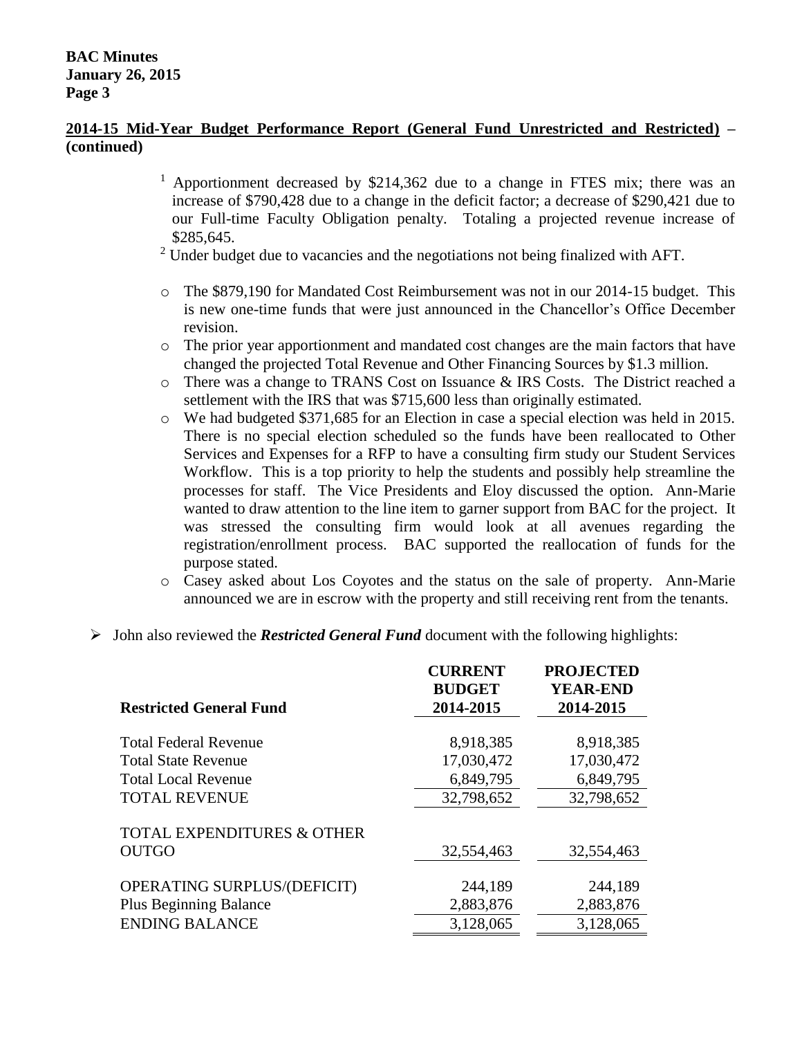**2014-15 Mid-Year Budget Performance Report (General Fund Unrestricted and Restricted) – (continued)**

[1] Apportionment decreased by $214,362 due to a change in FTES mix; there was an increase of $790,428 due to a change in the deficit factor; a decrease of $290,421 due to our Full-time Faculty Obligation penalty. Totaling a projected revenue increase of $285,645.

[2] Under budget due to vacancies and the negotiations not being finalized with AFT.

- The $879,190 for Mandated Cost Reimbursement was not in our 2014-15 budget. This is new one-time funds that were just announced in the Chancellor's Office December revision.
- The prior year apportionment and mandated cost changes are the main factors that have changed the projected Total Revenue and Other Financing Sources by $1.3 million.
- There was a change to TRANS Cost on Issuance & IRS Costs. The District reached a settlement with the IRS that was $715,600 less than originally estimated.
- We had budgeted $371,685 for an Election in case a special election was held in 2015. There is no special election scheduled so the funds have been reallocated to Other Services and Expenses for a RFP to have a consulting firm study our Student Services Workflow. This is a top priority to help the students and possibly help streamline the processes for staff. The Vice Presidents and Eloy discussed the option. Ann-Marie wanted to draw attention to the line item to garner support from BAC for the project. It was stressed the consulting firm would look at all avenues regarding the registration/enrollment process. BAC supported the reallocation of funds for the purpose stated.
- Casey asked about Los Coyotes and the status on the sale of property. Ann-Marie announced we are in escrow with the property and still receiving rent from the tenants.

- John also reviewed the ***Restricted General Fund*** document with the following highlights:

| Restricted General Fund | CURRENT BUDGET 2014-2015 | PROJECTED YEAR-END 2014-2015 |
|---|---|---|
| Total Federal Revenue | 8,918,385 | 8,918,385 |
| Total State Revenue | 17,030,472 | 17,030,472 |
| Total Local Revenue | 6,849,795 | 6,849,795 |
| TOTAL REVENUE | 32,798,652 | 32,798,652 |
| TOTAL EXPENDITURES & OTHER OUTGO | 32,554,463 | 32,554,463 |
| OPERATING SURPLUS/(DEFICIT) | 244,189 | 244,189 |
| Plus Beginning Balance | 2,883,876 | 2,883,876 |
| ENDING BALANCE | 3,128,065 | 3,128,065 |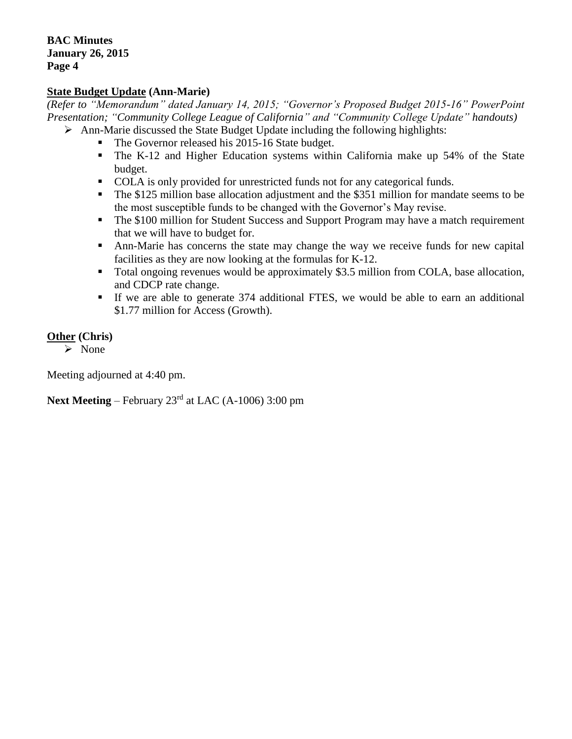**State Budget Update (Ann-Marie)**

*(Refer to "Memorandum" dated January 14, 2015; "Governor's Proposed Budget 2015-16" PowerPoint Presentation; "Community College League of California" and "Community College Update" handouts)*

- Ann-Marie discussed the State Budget Update including the following highlights:
  - The Governor released his 2015-16 State budget.
  - The K-12 and Higher Education systems within California make up 54% of the State budget.
  - COLA is only provided for unrestricted funds not for any categorical funds.
  - The $125 million base allocation adjustment and the $351 million for mandate seems to be the most susceptible funds to be changed with the Governor's May revise.
  - The $100 million for Student Success and Support Program may have a match requirement that we will have to budget for.
  - Ann-Marie has concerns the state may change the way we receive funds for new capital facilities as they are now looking at the formulas for K-12.
  - Total ongoing revenues would be approximately $3.5 million from COLA, base allocation, and CDCP rate change.
  - If we are able to generate 374 additional FTES, we would be able to earn an additional $1.77 million for Access (Growth).

**Other (Chris)**

- None

Meeting adjourned at 4:40 pm.

**Next Meeting** – February 23rd at LAC (A-1006) 3:00 pm